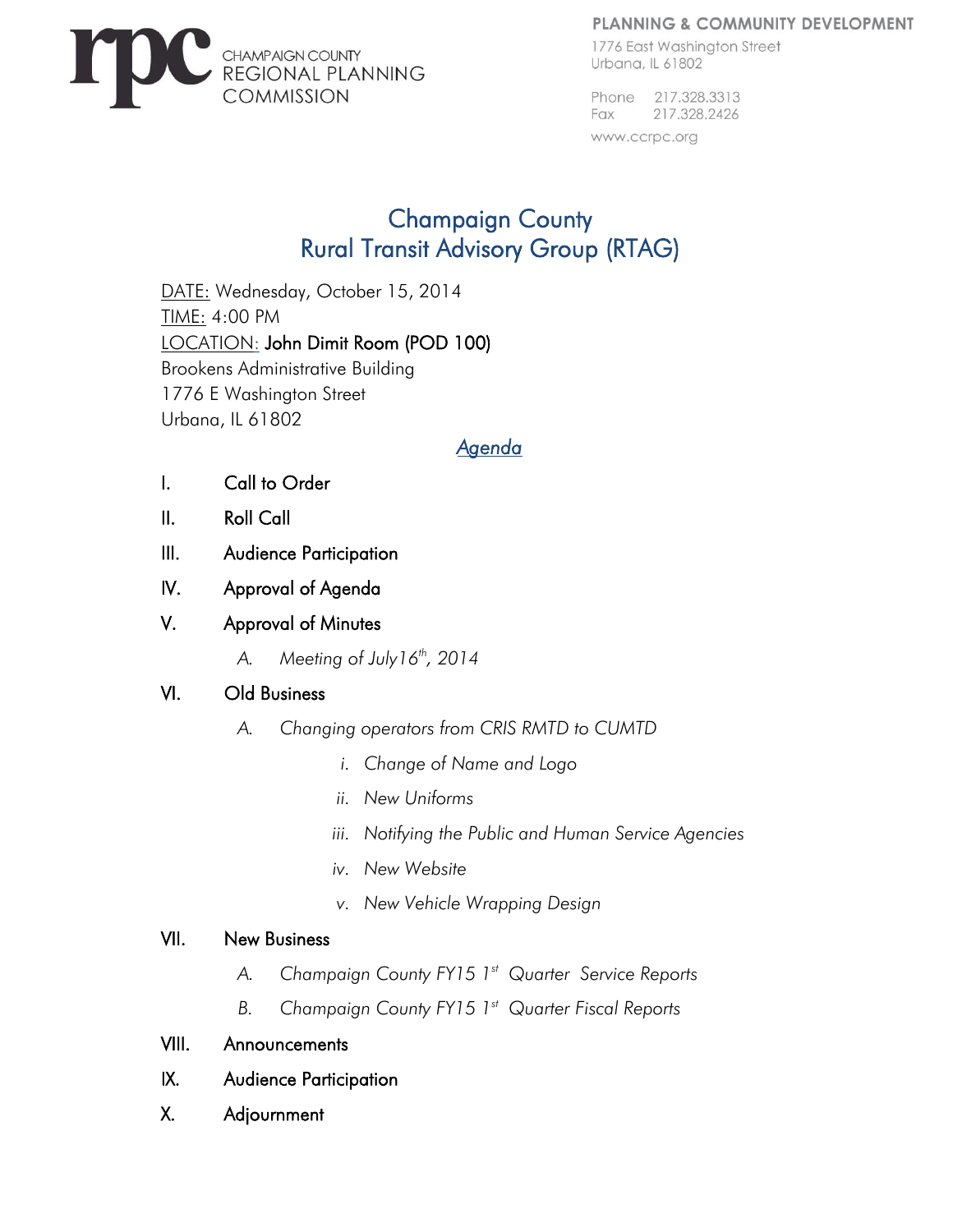rpc CHAMPAIGN COUNTY REGIONAL PLANNING COMMISSION

PLANNING & COMMUNITY DEVELOPMENT
1776 East Washington Street
Urbana, IL 61802

Phone 217.328.3313
Fax 217.328.2426
www.ccrpc.org

# Champaign County
# Rural Transit Advisory Group (RTAG)

DATE: Wednesday, October 15, 2014
TIME: 4:00 PM
LOCATION: **John Dimit Room (POD 100)**
Brookens Administrative Building
1776 E Washington Street
Urbana, IL 61802

## *Agenda*

I. Call to Order

II. Roll Call

III. Audience Participation

IV. Approval of Agenda

V. Approval of Minutes

*A. Meeting of July16th, 2014*

VI. Old Business

*A. Changing operators from CRIS RMTD to CUMTD*

*i. Change of Name and Logo*

*ii. New Uniforms*

*iii. Notifying the Public and Human Service Agencies*

*iv. New Website*

*v. New Vehicle Wrapping Design*

VII. New Business

*A. Champaign County FY15 1st Quarter Service Reports*

*B. Champaign County FY15 1st Quarter Fiscal Reports*

VIII. Announcements

IX. Audience Participation

X. Adjournment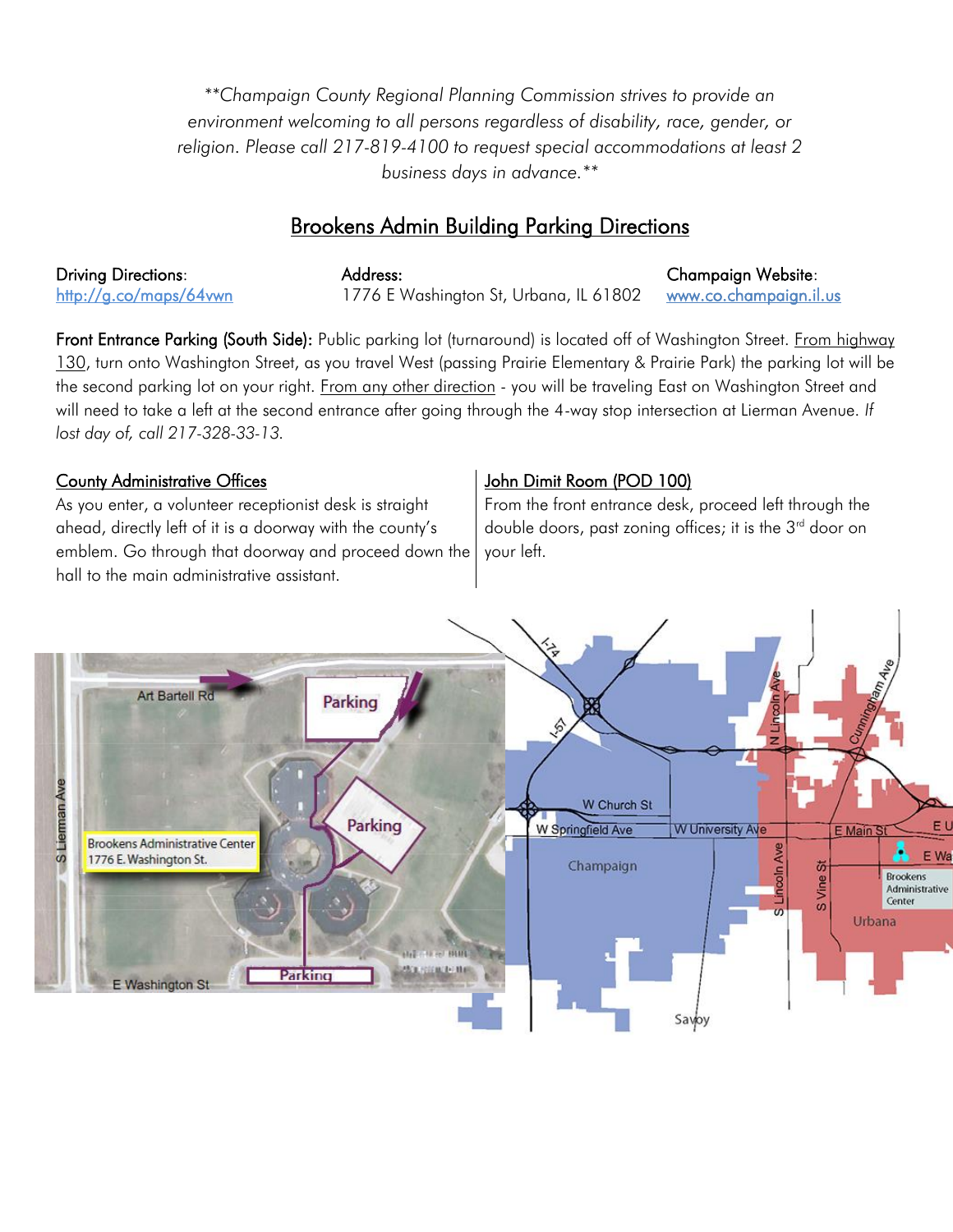*\*\*Champaign County Regional Planning Commission strives to provide an environment welcoming to all persons regardless of disability, race, gender, or religion. Please call 217-819-4100 to request special accommodations at least 2 business days in advance.\*\**

## Brookens Admin Building Parking Directions

**Driving Directions**: http://g.co/maps/64vwn

**Address:** 1776 E Washington St, Urbana, IL 61802

**Champaign Website**: www.co.champaign.il.us

**Front Entrance Parking (South Side):** Public parking lot (turnaround) is located off of Washington Street. From highway 130, turn onto Washington Street, as you travel West (passing Prairie Elementary & Prairie Park) the parking lot will be the second parking lot on your right. From any other direction - you will be traveling East on Washington Street and will need to take a left at the second entrance after going through the 4-way stop intersection at Lierman Avenue. *If lost day of, call 217-328-33-13.*

### County Administrative Offices

As you enter, a volunteer receptionist desk is straight ahead, directly left of it is a doorway with the county's emblem. Go through that doorway and proceed down the hall to the main administrative assistant.

### John Dimit Room (POD 100)

From the front entrance desk, proceed left through the double doors, past zoning offices; it is the 3rd door on your left.

Art Bartell Rd
Parking
S Lierman Ave
Parking
Brookens Administrative Center
1776 E. Washington St.
E Washington St
Parking

I-74
I-57
N Lincoln Ave
Cunningham Ave
W Church St
W Springfield Ave
W University Ave
E Main St
E Wa
Champaign
S Lincoln Ave
S Vine St
Brookens Administrative Center
Urbana
Savoy